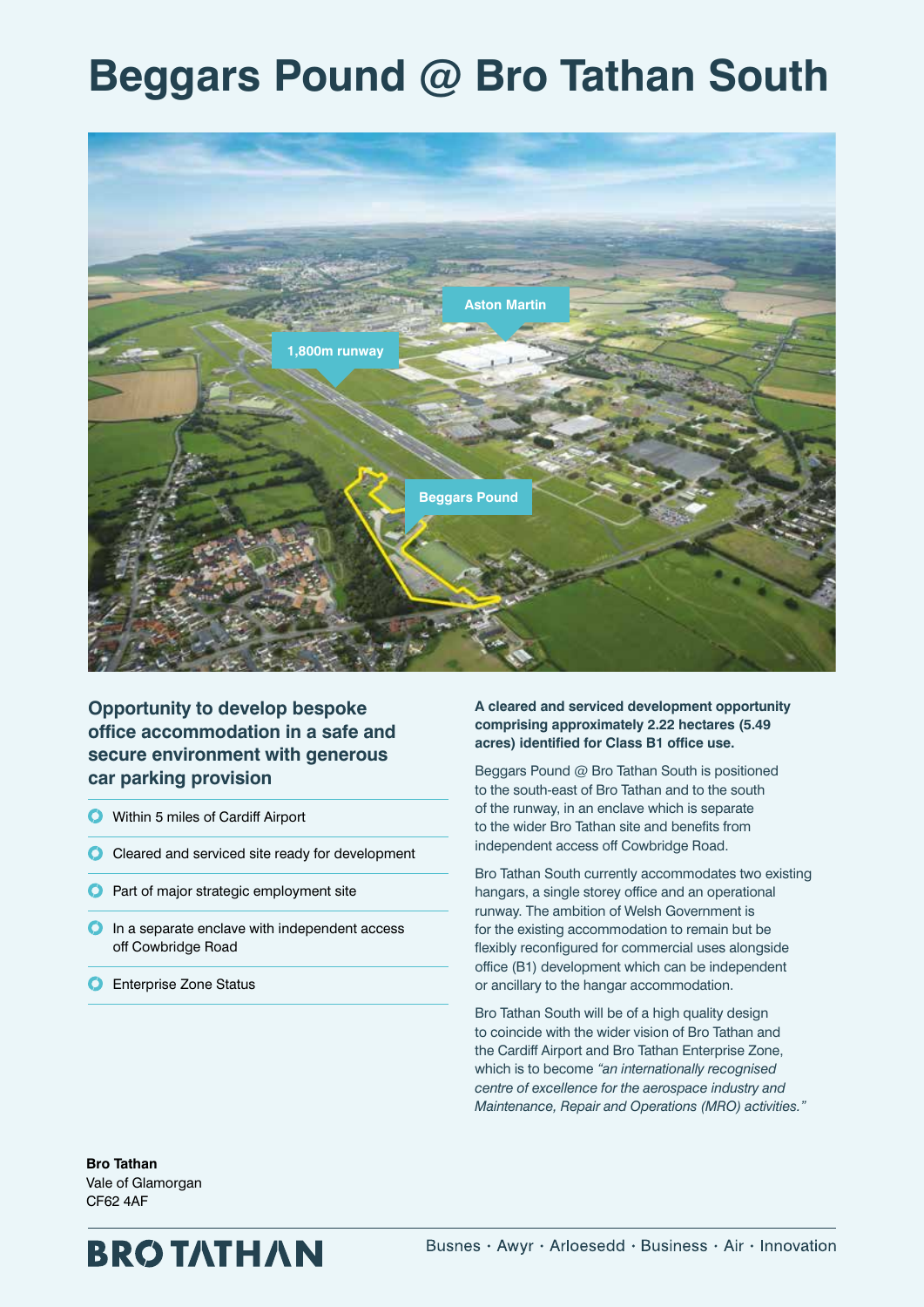# Beggars Pound @ Bro Tathan South

## Opportunity to develop bespoke office accommodation in a safe and secure environment with generous car parking provision

- Within 5 miles of Cardiff Airport
- Cleared and serviced site ready for development
- Part of major strategic employment site
- In a separate enclave with independent access off Cowbridge Road
- Enterprise Zone Status

**A cleared and serviced development opportunity comprising approximately 2.22 hectares (5.49 acres) identified for Class B1 office use.**

Beggars Pound @ Bro Tathan South is positioned to the south-east of Bro Tathan and to the south of the runway, in an enclave which is separate to the wider Bro Tathan site and benefits from independent access off Cowbridge Road.

Bro Tathan South currently accommodates two existing hangars, a single storey office and an operational runway. The ambition of Welsh Government is for the existing accommodation to remain but be flexibly reconfigured for commercial uses alongside office (B1) development which can be independent or ancillary to the hangar accommodation.

Bro Tathan South will be of a high quality design to coincide with the wider vision of Bro Tathan and the Cardiff Airport and Bro Tathan Enterprise Zone, which is to become *"an internationally recognised centre of excellence for the aerospace industry and Maintenance, Repair and Operations (MRO) activities."*

**Bro Tathan**
Vale of Glamorgan
CF62 4AF

BRO TATHAN

Busnes · Awyr · Arloesedd · Business · Air · Innovation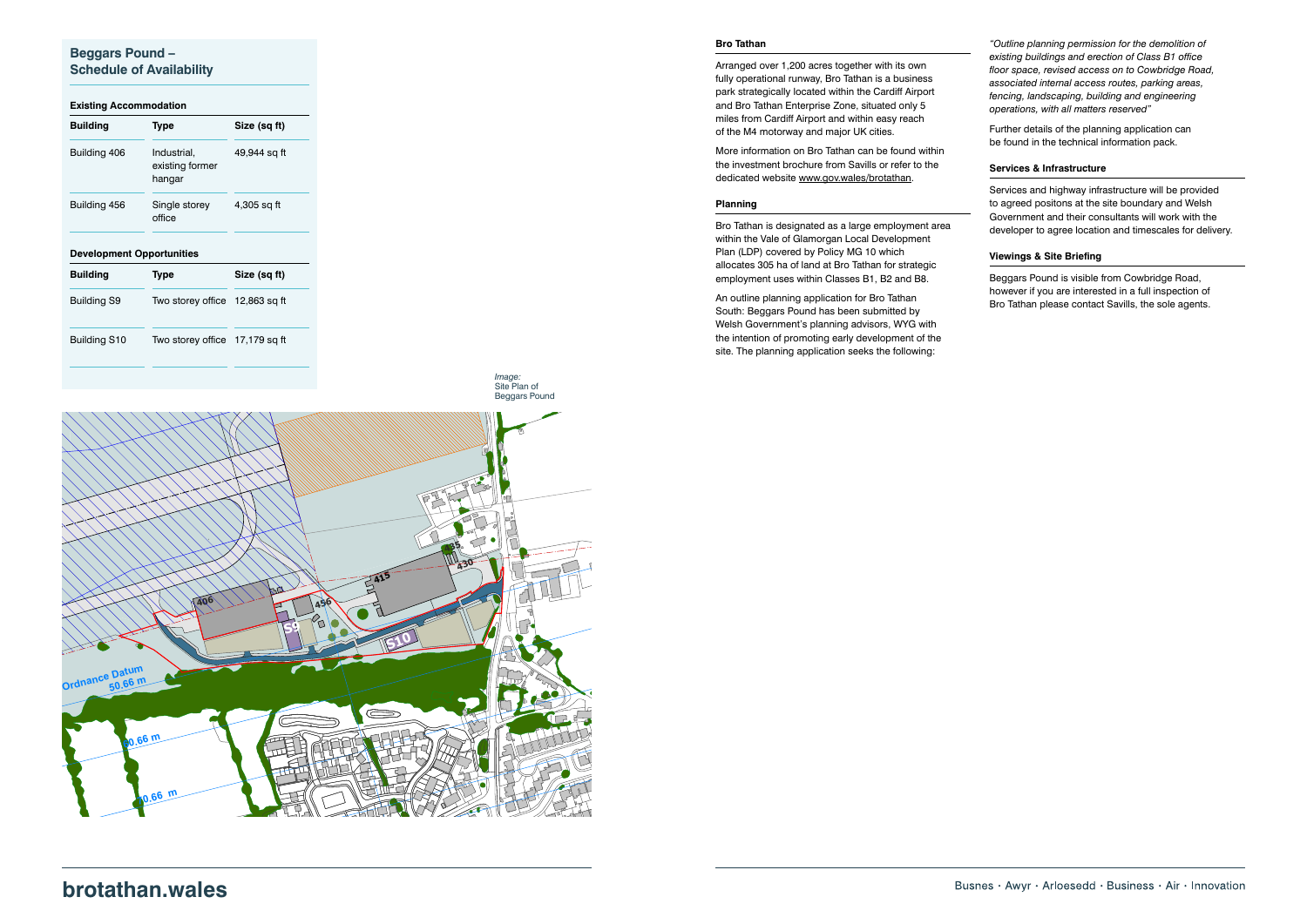## Beggars Pound – Schedule of Availability

### Existing Accommodation

| Building | Type | Size (sq ft) |
|---|---|---|
| Building 406 | Industrial, existing former hangar | 49,944 sq ft |
| Building 456 | Single storey office | 4,305 sq ft |

### Development Opportunities

| Building | Type | Size (sq ft) |
|---|---|---|
| Building S9 | Two storey office | 12,863 sq ft |
| Building S10 | Two storey office | 17,179 sq ft |

*Image:* Site Plan of Beggars Pound

### Bro Tathan

Arranged over 1,200 acres together with its own fully operational runway, Bro Tathan is a business park strategically located within the Cardiff Airport and Bro Tathan Enterprise Zone, situated only 5 miles from Cardiff Airport and within easy reach of the M4 motorway and major UK cities.

More information on Bro Tathan can be found within the investment brochure from Savills or refer to the dedicated website www.gov.wales/brotathan.

### Planning

Bro Tathan is designated as a large employment area within the Vale of Glamorgan Local Development Plan (LDP) covered by Policy MG 10 which allocates 305 ha of land at Bro Tathan for strategic employment uses within Classes B1, B2 and B8.

An outline planning application for Bro Tathan South: Beggars Pound has been submitted by Welsh Government's planning advisors, WYG with the intention of promoting early development of the site. The planning application seeks the following:

*"Outline planning permission for the demolition of existing buildings and erection of Class B1 office floor space, revised access on to Cowbridge Road, associated internal access routes, parking areas, fencing, landscaping, building and engineering operations, with all matters reserved"*

Further details of the planning application can be found in the technical information pack.

### Services & Infrastructure

Services and highway infrastructure will be provided to agreed positons at the site boundary and Welsh Government and their consultants will work with the developer to agree location and timescales for delivery.

### Viewings & Site Briefing

Beggars Pound is visible from Cowbridge Road, however if you are interested in a full inspection of Bro Tathan please contact Savills, the sole agents.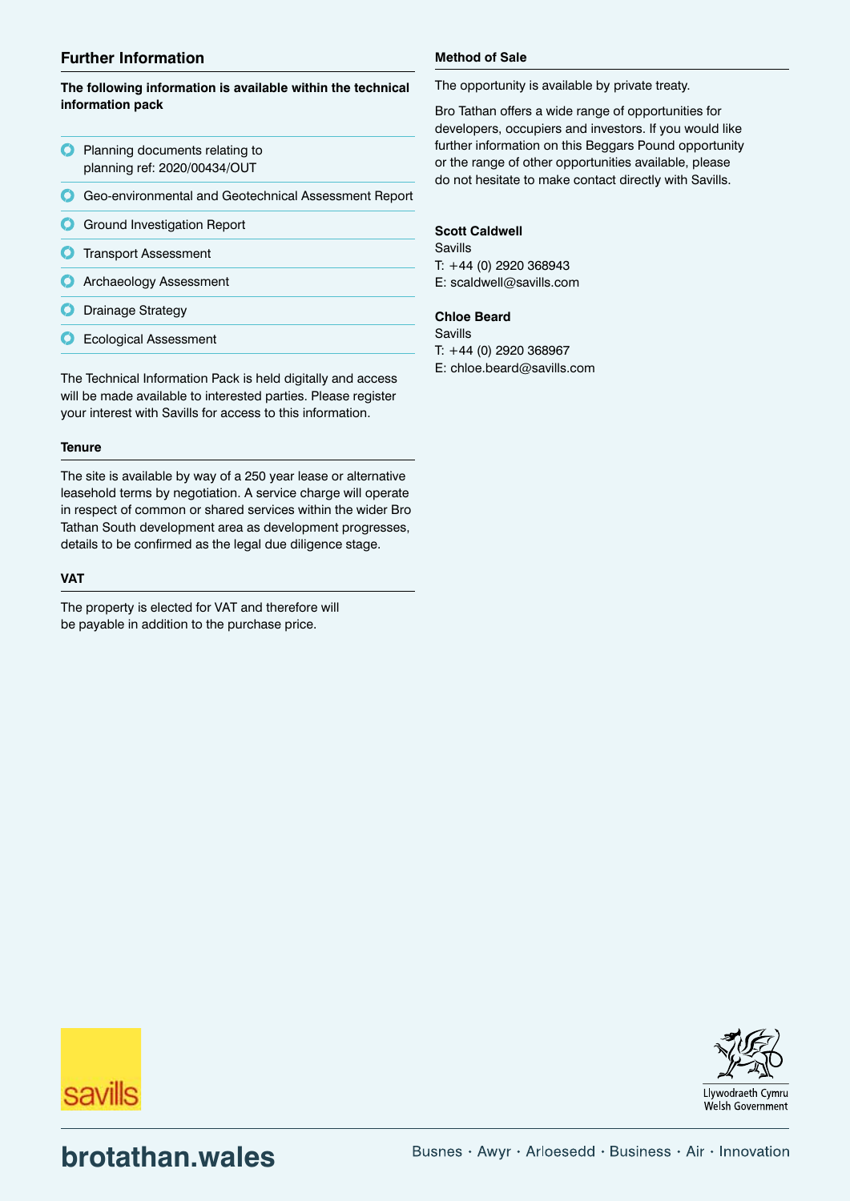## Further Information

**The following information is available within the technical information pack**

- Planning documents relating to planning ref: 2020/00434/OUT
- Geo-environmental and Geotechnical Assessment Report
- Ground Investigation Report
- Transport Assessment
- Archaeology Assessment
- Drainage Strategy
- Ecological Assessment

The Technical Information Pack is held digitally and access will be made available to interested parties. Please register your interest with Savills for access to this information.

### Tenure

The site is available by way of a 250 year lease or alternative leasehold terms by negotiation. A service charge will operate in respect of common or shared services within the wider Bro Tathan South development area as development progresses, details to be confirmed as the legal due diligence stage.

### VAT

The property is elected for VAT and therefore will be payable in addition to the purchase price.

### Method of Sale

The opportunity is available by private treaty.

Bro Tathan offers a wide range of opportunities for developers, occupiers and investors. If you would like further information on this Beggars Pound opportunity or the range of other opportunities available, please do not hesitate to make contact directly with Savills.

**Scott Caldwell**
Savills
T: +44 (0) 2920 368943
E: scaldwell@savills.com

**Chloe Beard**
Savills
T: +44 (0) 2920 368967
E: chloe.beard@savills.com

savills

Llywodraeth Cymru
Welsh Government

**brotathan.wales**

Busnes · Awyr · Arloesedd · Business · Air · Innovation